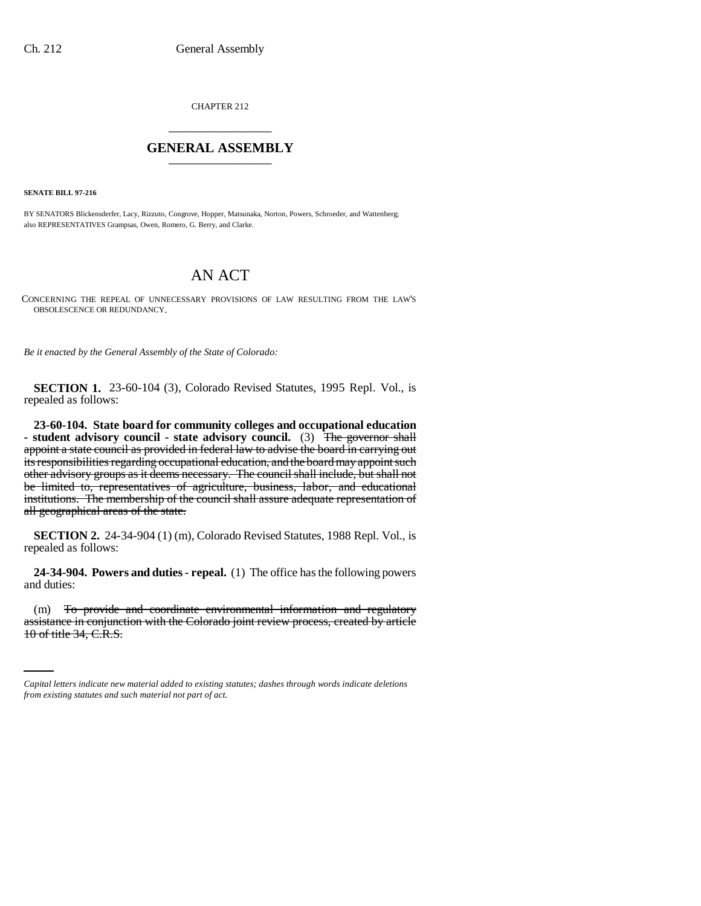CHAPTER 212

# GENERAL ASSEMBLY

**SENATE BILL 97-216**

BY SENATORS Blickensderfer, Lacy, Rizzuto, Congrove, Hopper, Matsunaka, Norton, Powers, Schroeder, and Wattenberg; also REPRESENTATIVES Grampsas, Owen, Romero, G. Berry, and Clarke.

# AN ACT

CONCERNING THE REPEAL OF UNNECESSARY PROVISIONS OF LAW RESULTING FROM THE LAW'S OBSOLESCENCE OR REDUNDANCY.

*Be it enacted by the General Assembly of the State of Colorado:*

**SECTION 1.** 23-60-104 (3), Colorado Revised Statutes, 1995 Repl. Vol., is repealed as follows:

**23-60-104. State board for community colleges and occupational education - student advisory council - state advisory council.** (3) ~~The governor shall appoint a state council as provided in federal law to advise the board in carrying out its responsibilities regarding occupational education, and the board may appoint such other advisory groups as it deems necessary. The council shall include, but shall not be limited to, representatives of agriculture, business, labor, and educational institutions. The membership of the council shall assure adequate representation of all geographical areas of the state.~~

**SECTION 2.** 24-34-904 (1) (m), Colorado Revised Statutes, 1988 Repl. Vol., is repealed as follows:

**24-34-904. Powers and duties - repeal.** (1) The office has the following powers and duties:

(m) ~~To provide and coordinate environmental information and regulatory assistance in conjunction with the Colorado joint review process, created by article 10 of title 34, C.R.S.~~

*Capital letters indicate new material added to existing statutes; dashes through words indicate deletions from existing statutes and such material not part of act.*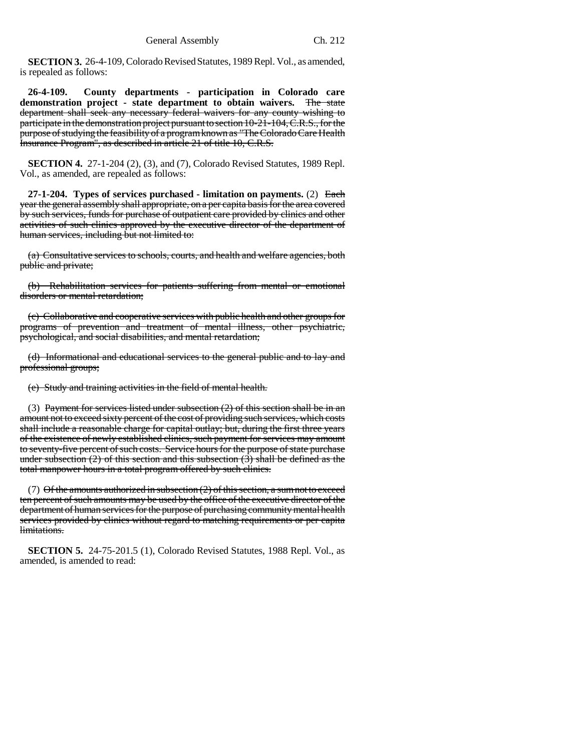**SECTION 3.** 26-4-109, Colorado Revised Statutes, 1989 Repl. Vol., as amended, is repealed as follows:

**26-4-109. County departments - participation in Colorado care demonstration project - state department to obtain waivers.** ~~The state department shall seek any necessary federal waivers for any county wishing to participate in the demonstration project pursuant to section 10-21-104, C.R.S., for the purpose of studying the feasibility of a program known as "The Colorado Care Health Insurance Program", as described in article 21 of title 10, C.R.S.~~

**SECTION 4.** 27-1-204 (2), (3), and (7), Colorado Revised Statutes, 1989 Repl. Vol., as amended, are repealed as follows:

**27-1-204. Types of services purchased - limitation on payments.** (2) ~~Each year the general assembly shall appropriate, on a per capita basis for the area covered by such services, funds for purchase of outpatient care provided by clinics and other activities of such clinics approved by the executive director of the department of human services, including but not limited to:~~

~~(a) Consultative services to schools, courts, and health and welfare agencies, both public and private;~~

~~(b) Rehabilitation services for patients suffering from mental or emotional disorders or mental retardation;~~

~~(c) Collaborative and cooperative services with public health and other groups for programs of prevention and treatment of mental illness, other psychiatric, psychological, and social disabilities, and mental retardation;~~

~~(d) Informational and educational services to the general public and to lay and professional groups;~~

~~(e) Study and training activities in the field of mental health.~~

(3) ~~Payment for services listed under subsection (2) of this section shall be in an amount not to exceed sixty percent of the cost of providing such services, which costs shall include a reasonable charge for capital outlay; but, during the first three years of the existence of newly established clinics, such payment for services may amount to seventy-five percent of such costs. Service hours for the purpose of state purchase under subsection (2) of this section and this subsection (3) shall be defined as the total manpower hours in a total program offered by such clinics.~~

(7) ~~Of the amounts authorized in subsection (2) of this section, a sum not to exceed ten percent of such amounts may be used by the office of the executive director of the department of human services for the purpose of purchasing community mental health services provided by clinics without regard to matching requirements or per capita limitations.~~

**SECTION 5.** 24-75-201.5 (1), Colorado Revised Statutes, 1988 Repl. Vol., as amended, is amended to read: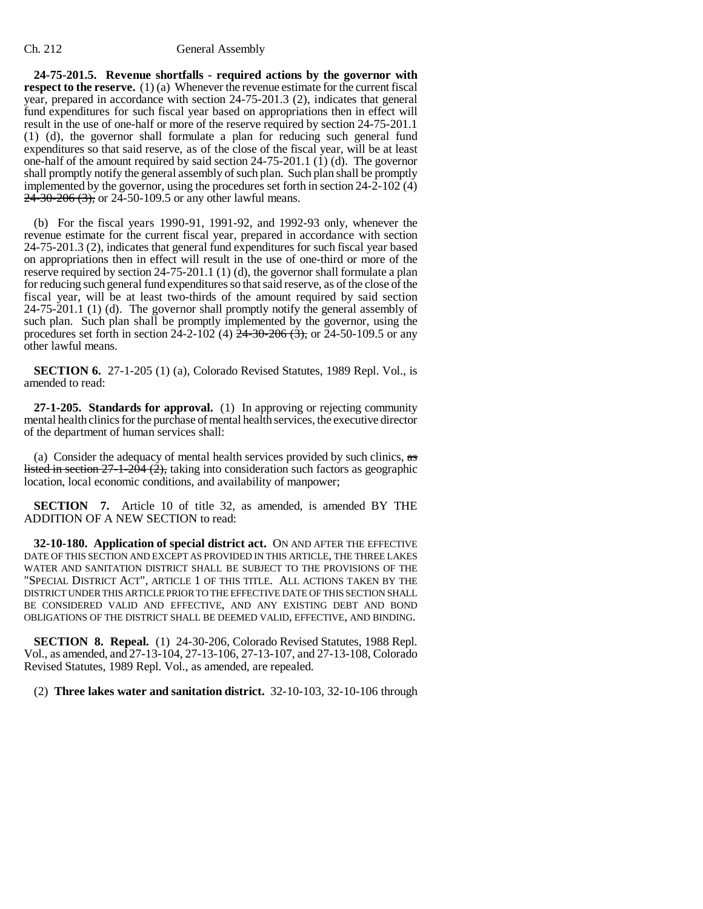**24-75-201.5. Revenue shortfalls - required actions by the governor with respect to the reserve.** (1) (a) Whenever the revenue estimate for the current fiscal year, prepared in accordance with section 24-75-201.3 (2), indicates that general fund expenditures for such fiscal year based on appropriations then in effect will result in the use of one-half or more of the reserve required by section 24-75-201.1 (1) (d), the governor shall formulate a plan for reducing such general fund expenditures so that said reserve, as of the close of the fiscal year, will be at least one-half of the amount required by said section 24-75-201.1 (1) (d). The governor shall promptly notify the general assembly of such plan. Such plan shall be promptly implemented by the governor, using the procedures set forth in section 24-2-102 (4) ~~24-30-206 (3),~~ or 24-50-109.5 or any other lawful means.

(b) For the fiscal years 1990-91, 1991-92, and 1992-93 only, whenever the revenue estimate for the current fiscal year, prepared in accordance with section 24-75-201.3 (2), indicates that general fund expenditures for such fiscal year based on appropriations then in effect will result in the use of one-third or more of the reserve required by section 24-75-201.1 (1) (d), the governor shall formulate a plan for reducing such general fund expenditures so that said reserve, as of the close of the fiscal year, will be at least two-thirds of the amount required by said section 24-75-201.1 (1) (d). The governor shall promptly notify the general assembly of such plan. Such plan shall be promptly implemented by the governor, using the procedures set forth in section 24-2-102 (4) ~~24-30-206 (3),~~ or 24-50-109.5 or any other lawful means.

**SECTION 6.** 27-1-205 (1) (a), Colorado Revised Statutes, 1989 Repl. Vol., is amended to read:

**27-1-205. Standards for approval.** (1) In approving or rejecting community mental health clinics for the purchase of mental health services, the executive director of the department of human services shall:

(a) Consider the adequacy of mental health services provided by such clinics, ~~as listed in section 27-1-204 (2),~~ taking into consideration such factors as geographic location, local economic conditions, and availability of manpower;

**SECTION 7.** Article 10 of title 32, as amended, is amended BY THE ADDITION OF A NEW SECTION to read:

**32-10-180. Application of special district act.** ON AND AFTER THE EFFECTIVE DATE OF THIS SECTION AND EXCEPT AS PROVIDED IN THIS ARTICLE, THE THREE LAKES WATER AND SANITATION DISTRICT SHALL BE SUBJECT TO THE PROVISIONS OF THE "SPECIAL DISTRICT ACT", ARTICLE 1 OF THIS TITLE. ALL ACTIONS TAKEN BY THE DISTRICT UNDER THIS ARTICLE PRIOR TO THE EFFECTIVE DATE OF THIS SECTION SHALL BE CONSIDERED VALID AND EFFECTIVE, AND ANY EXISTING DEBT AND BOND OBLIGATIONS OF THE DISTRICT SHALL BE DEEMED VALID, EFFECTIVE, AND BINDING.

**SECTION 8. Repeal.** (1) 24-30-206, Colorado Revised Statutes, 1988 Repl. Vol., as amended, and 27-13-104, 27-13-106, 27-13-107, and 27-13-108, Colorado Revised Statutes, 1989 Repl. Vol., as amended, are repealed.

(2) **Three lakes water and sanitation district.** 32-10-103, 32-10-106 through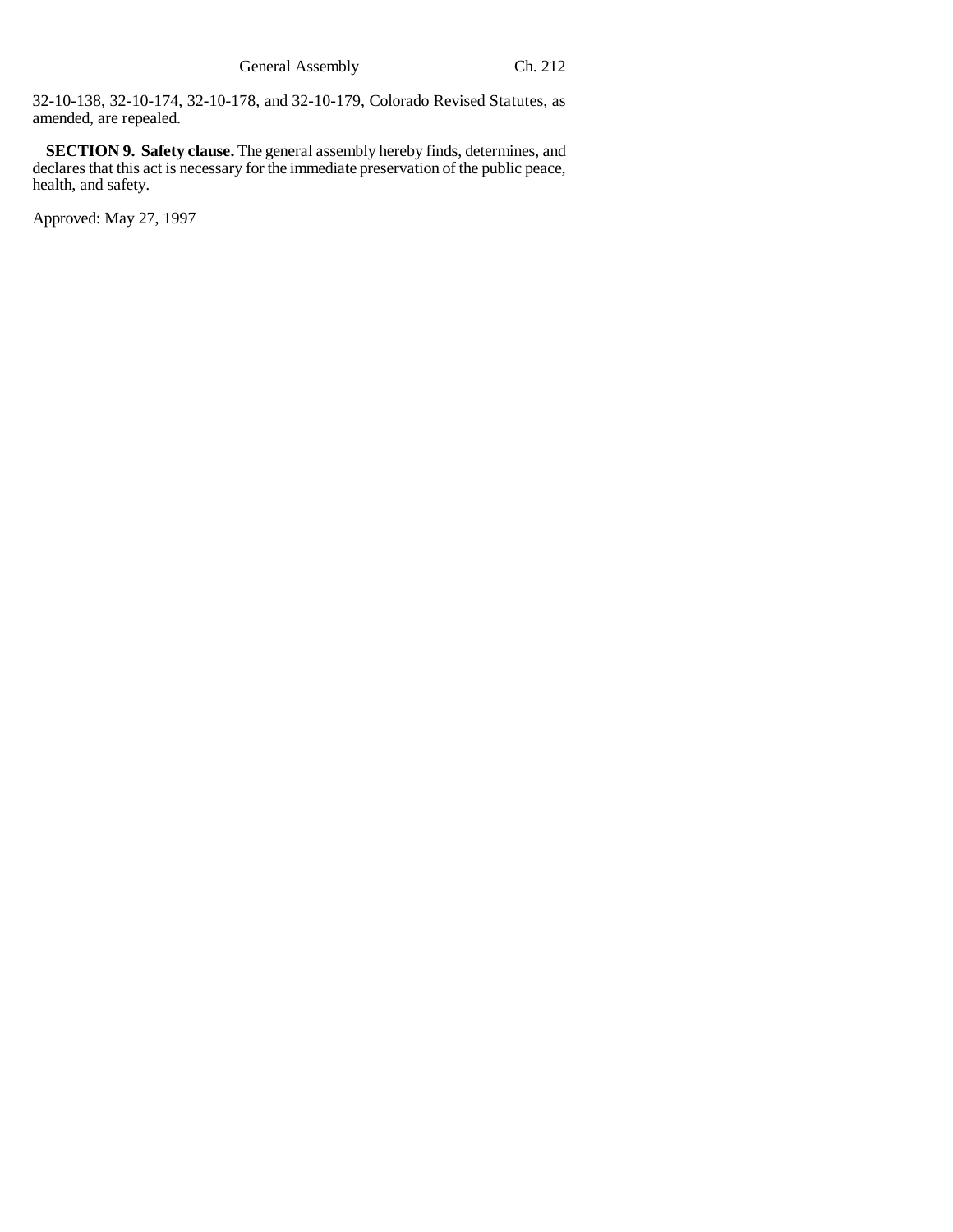32-10-138, 32-10-174, 32-10-178, and 32-10-179, Colorado Revised Statutes, as amended, are repealed.

**SECTION 9. Safety clause.** The general assembly hereby finds, determines, and declares that this act is necessary for the immediate preservation of the public peace, health, and safety.

Approved: May 27, 1997